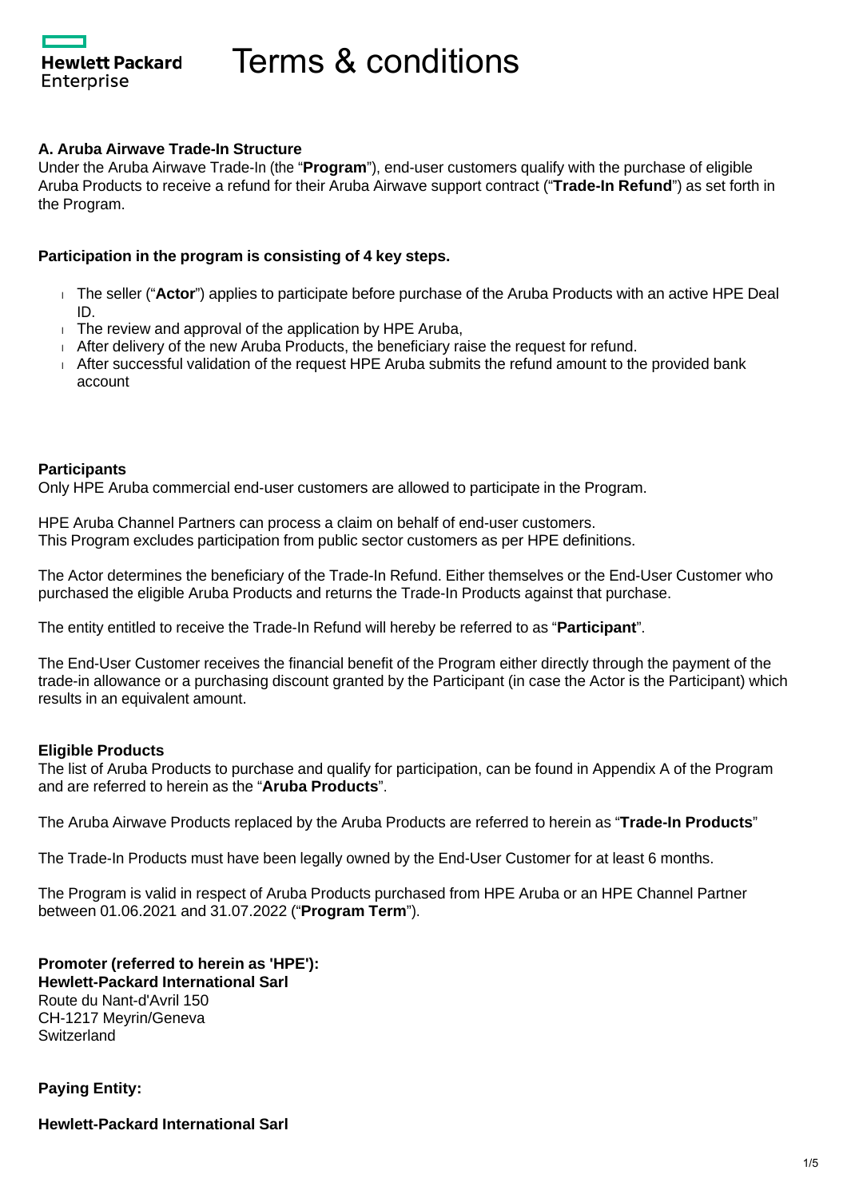Hewlett Packard Enterprise

# Terms & conditions

### A. Aruba Airwave Trade-In Structure

Under the Aruba Airwave Trade-In (the "**Program**"), end-user customers qualify with the purchase of eligible Aruba Products to receive a refund for their Aruba Airwave support contract ("**Trade-In Refund**") as set forth in the Program.

**Participation in the program is consisting of 4 key steps.**

- The seller ("**Actor**") applies to participate before purchase of the Aruba Products with an active HPE Deal ID.
- The review and approval of the application by HPE Aruba,
- After delivery of the new Aruba Products, the beneficiary raise the request for refund.
- After successful validation of the request HPE Aruba submits the refund amount to the provided bank account

**Participants**

Only HPE Aruba commercial end-user customers are allowed to participate in the Program.

HPE Aruba Channel Partners can process a claim on behalf of end-user customers.
This Program excludes participation from public sector customers as per HPE definitions.

The Actor determines the beneficiary of the Trade-In Refund. Either themselves or the End-User Customer who purchased the eligible Aruba Products and returns the Trade-In Products against that purchase.

The entity entitled to receive the Trade-In Refund will hereby be referred to as "**Participant**".

The End-User Customer receives the financial benefit of the Program either directly through the payment of the trade-in allowance or a purchasing discount granted by the Participant (in case the Actor is the Participant) which results in an equivalent amount.

**Eligible Products**

The list of Aruba Products to purchase and qualify for participation, can be found in Appendix A of the Program and are referred to herein as the "**Aruba Products**".

The Aruba Airwave Products replaced by the Aruba Products are referred to herein as "**Trade-In Products**"

The Trade-In Products must have been legally owned by the End-User Customer for at least 6 months.

The Program is valid in respect of Aruba Products purchased from HPE Aruba or an HPE Channel Partner between 01.06.2021 and 31.07.2022 ("**Program Term**").

**Promoter (referred to herein as 'HPE'):**
**Hewlett-Packard International Sarl**
Route du Nant-d'Avril 150
CH-1217 Meyrin/Geneva
Switzerland

**Paying Entity:**

**Hewlett-Packard International Sarl**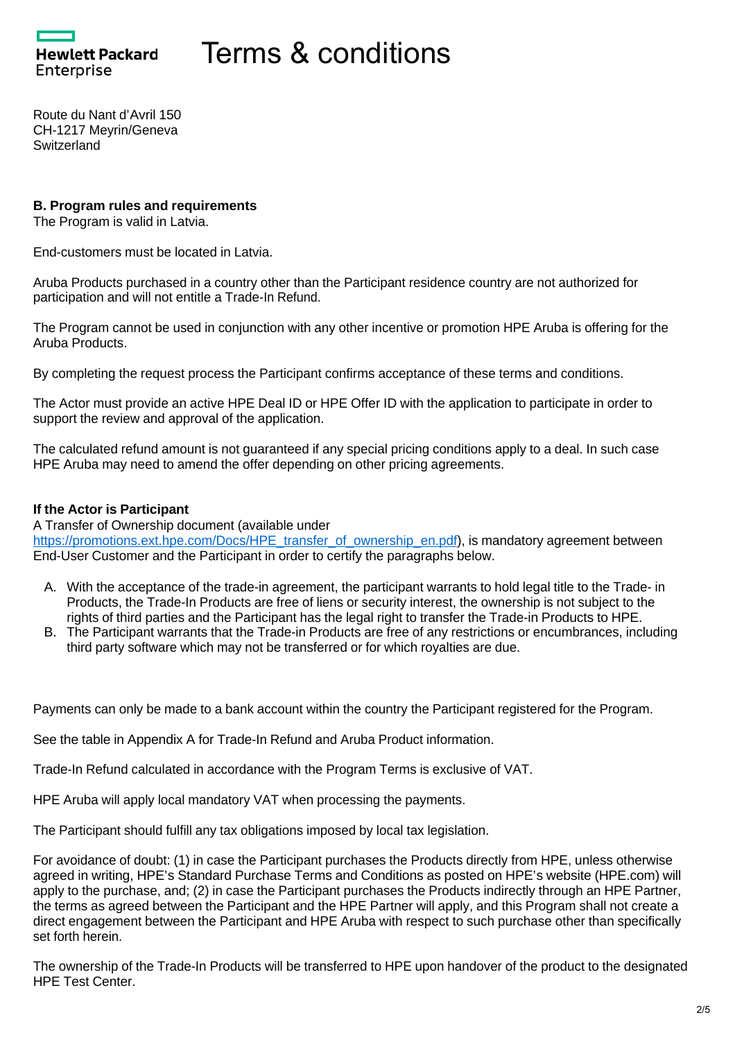# Terms & conditions

Route du Nant d'Avril 150
CH-1217 Meyrin/Geneva
Switzerland

**B. Program rules and requirements**

The Program is valid in Latvia.

End-customers must be located in Latvia.

Aruba Products purchased in a country other than the Participant residence country are not authorized for participation and will not entitle a Trade-In Refund.

The Program cannot be used in conjunction with any other incentive or promotion HPE Aruba is offering for the Aruba Products.

By completing the request process the Participant confirms acceptance of these terms and conditions.

The Actor must provide an active HPE Deal ID or HPE Offer ID with the application to participate in order to support the review and approval of the application.

The calculated refund amount is not guaranteed if any special pricing conditions apply to a deal. In such case HPE Aruba may need to amend the offer depending on other pricing agreements.

**If the Actor is Participant**

A Transfer of Ownership document (available under https://promotions.ext.hpe.com/Docs/HPE_transfer_of_ownership_en.pdf), is mandatory agreement between End-User Customer and the Participant in order to certify the paragraphs below.

A. With the acceptance of the trade-in agreement, the participant warrants to hold legal title to the Trade- in Products, the Trade-In Products are free of liens or security interest, the ownership is not subject to the rights of third parties and the Participant has the legal right to transfer the Trade-in Products to HPE.
B. The Participant warrants that the Trade-in Products are free of any restrictions or encumbrances, including third party software which may not be transferred or for which royalties are due.

Payments can only be made to a bank account within the country the Participant registered for the Program.

See the table in Appendix A for Trade-In Refund and Aruba Product information.

Trade-In Refund calculated in accordance with the Program Terms is exclusive of VAT.

HPE Aruba will apply local mandatory VAT when processing the payments.

The Participant should fulfill any tax obligations imposed by local tax legislation.

For avoidance of doubt: (1) in case the Participant purchases the Products directly from HPE, unless otherwise agreed in writing, HPE's Standard Purchase Terms and Conditions as posted on HPE's website (HPE.com) will apply to the purchase, and; (2) in case the Participant purchases the Products indirectly through an HPE Partner, the terms as agreed between the Participant and the HPE Partner will apply, and this Program shall not create a direct engagement between the Participant and HPE Aruba with respect to such purchase other than specifically set forth herein.

The ownership of the Trade-In Products will be transferred to HPE upon handover of the product to the designated HPE Test Center.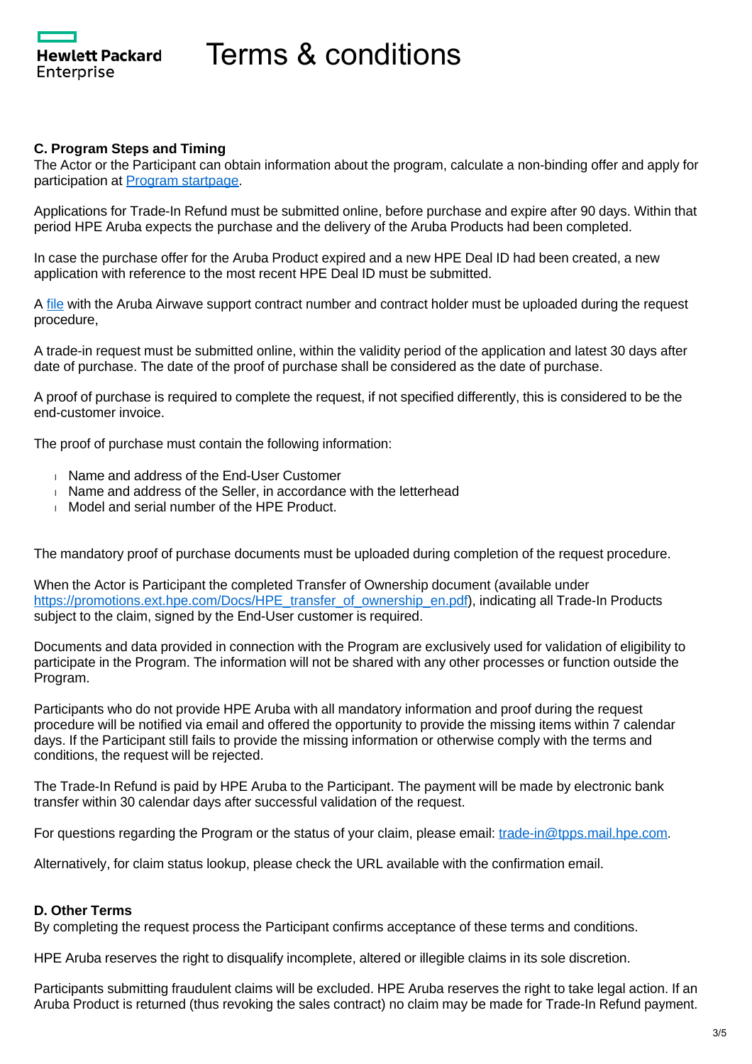### C. Program Steps and Timing

The Actor or the Participant can obtain information about the program, calculate a non-binding offer and apply for participation at [Program startpage](#).

Applications for Trade-In Refund must be submitted online, before purchase and expire after 90 days. Within that period HPE Aruba expects the purchase and the delivery of the Aruba Products had been completed.

In case the purchase offer for the Aruba Product expired and a new HPE Deal ID had been created, a new application with reference to the most recent HPE Deal ID must be submitted.

A [file](#) with the Aruba Airwave support contract number and contract holder must be uploaded during the request procedure,

A trade-in request must be submitted online, within the validity period of the application and latest 30 days after date of purchase. The date of the proof of purchase shall be considered as the date of purchase.

A proof of purchase is required to complete the request, if not specified differently, this is considered to be the end-customer invoice.

The proof of purchase must contain the following information:

- Name and address of the End-User Customer
- Name and address of the Seller, in accordance with the letterhead
- Model and serial number of the HPE Product.

The mandatory proof of purchase documents must be uploaded during completion of the request procedure.

When the Actor is Participant the completed Transfer of Ownership document (available under https://promotions.ext.hpe.com/Docs/HPE_transfer_of_ownership_en.pdf), indicating all Trade-In Products subject to the claim, signed by the End-User customer is required.

Documents and data provided in connection with the Program are exclusively used for validation of eligibility to participate in the Program. The information will not be shared with any other processes or function outside the Program.

Participants who do not provide HPE Aruba with all mandatory information and proof during the request procedure will be notified via email and offered the opportunity to provide the missing items within 7 calendar days. If the Participant still fails to provide the missing information or otherwise comply with the terms and conditions, the request will be rejected.

The Trade-In Refund is paid by HPE Aruba to the Participant. The payment will be made by electronic bank transfer within 30 calendar days after successful validation of the request.

For questions regarding the Program or the status of your claim, please email: trade-in@tpps.mail.hpe.com.

Alternatively, for claim status lookup, please check the URL available with the confirmation email.

### D. Other Terms

By completing the request process the Participant confirms acceptance of these terms and conditions.

HPE Aruba reserves the right to disqualify incomplete, altered or illegible claims in its sole discretion.

Participants submitting fraudulent claims will be excluded. HPE Aruba reserves the right to take legal action. If an Aruba Product is returned (thus revoking the sales contract) no claim may be made for Trade-In Refund payment.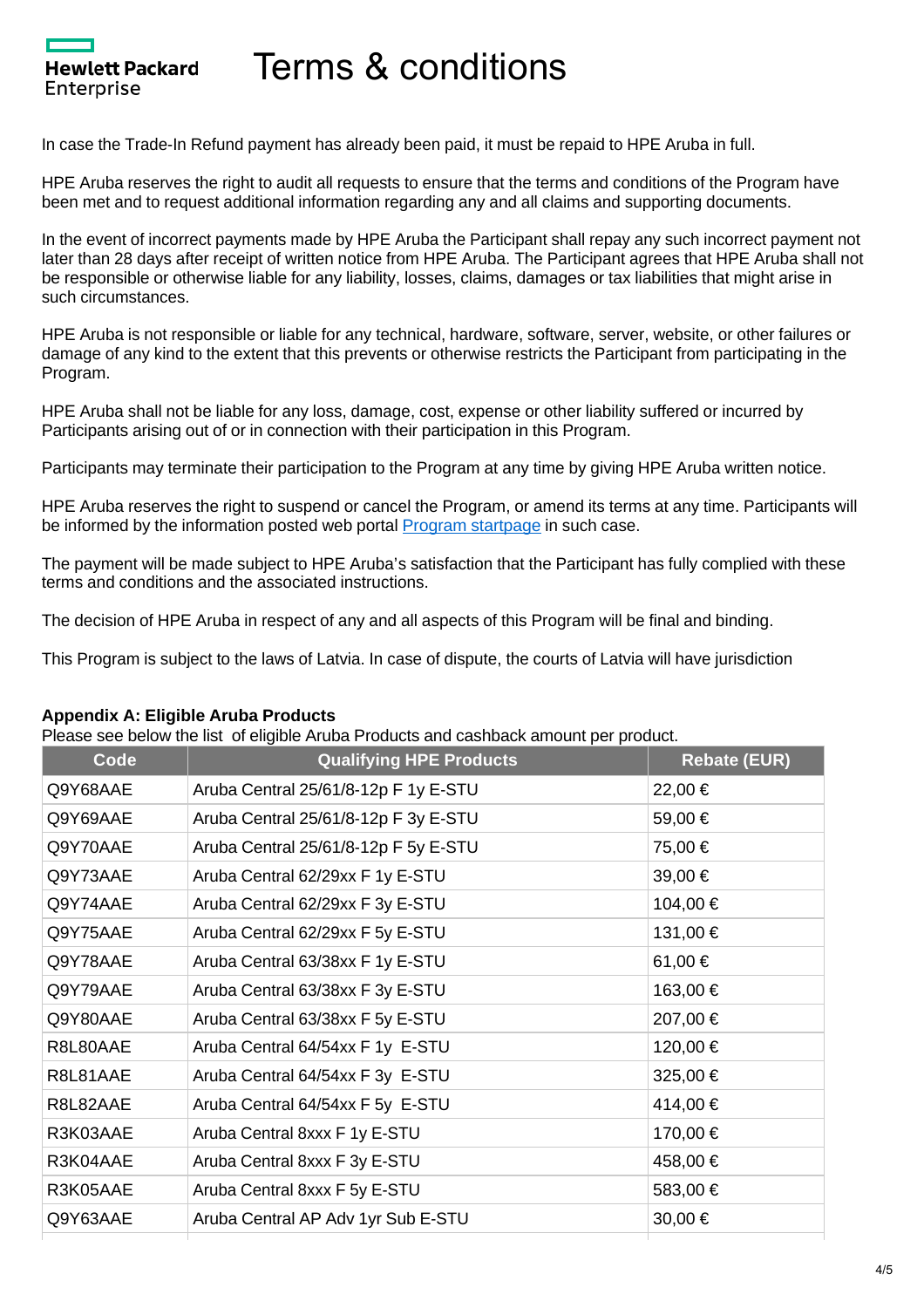In case the Trade-In Refund payment has already been paid, it must be repaid to HPE Aruba in full.

HPE Aruba reserves the right to audit all requests to ensure that the terms and conditions of the Program have been met and to request additional information regarding any and all claims and supporting documents.

In the event of incorrect payments made by HPE Aruba the Participant shall repay any such incorrect payment not later than 28 days after receipt of written notice from HPE Aruba. The Participant agrees that HPE Aruba shall not be responsible or otherwise liable for any liability, losses, claims, damages or tax liabilities that might arise in such circumstances.

HPE Aruba is not responsible or liable for any technical, hardware, software, server, website, or other failures or damage of any kind to the extent that this prevents or otherwise restricts the Participant from participating in the Program.

HPE Aruba shall not be liable for any loss, damage, cost, expense or other liability suffered or incurred by Participants arising out of or in connection with their participation in this Program.

Participants may terminate their participation to the Program at any time by giving HPE Aruba written notice.

HPE Aruba reserves the right to suspend or cancel the Program, or amend its terms at any time. Participants will be informed by the information posted web portal Program startpage in such case.

The payment will be made subject to HPE Aruba's satisfaction that the Participant has fully complied with these terms and conditions and the associated instructions.

The decision of HPE Aruba in respect of any and all aspects of this Program will be final and binding.

This Program is subject to the laws of Latvia. In case of dispute, the courts of Latvia will have jurisdiction

**Appendix A: Eligible Aruba Products**

Please see below the list of eligible Aruba Products and cashback amount per product.

| Code | Qualifying HPE Products | Rebate (EUR) |
|---|---|---|
| Q9Y68AAE | Aruba Central 25/61/8-12p F 1y E-STU | 22,00 € |
| Q9Y69AAE | Aruba Central 25/61/8-12p F 3y E-STU | 59,00 € |
| Q9Y70AAE | Aruba Central 25/61/8-12p F 5y E-STU | 75,00 € |
| Q9Y73AAE | Aruba Central 62/29xx F 1y E-STU | 39,00 € |
| Q9Y74AAE | Aruba Central 62/29xx F 3y E-STU | 104,00 € |
| Q9Y75AAE | Aruba Central 62/29xx F 5y E-STU | 131,00 € |
| Q9Y78AAE | Aruba Central 63/38xx F 1y E-STU | 61,00 € |
| Q9Y79AAE | Aruba Central 63/38xx F 3y E-STU | 163,00 € |
| Q9Y80AAE | Aruba Central 63/38xx F 5y E-STU | 207,00 € |
| R8L80AAE | Aruba Central 64/54xx F 1y E-STU | 120,00 € |
| R8L81AAE | Aruba Central 64/54xx F 3y E-STU | 325,00 € |
| R8L82AAE | Aruba Central 64/54xx F 5y E-STU | 414,00 € |
| R3K03AAE | Aruba Central 8xxx F 1y E-STU | 170,00 € |
| R3K04AAE | Aruba Central 8xxx F 3y E-STU | 458,00 € |
| R3K05AAE | Aruba Central 8xxx F 5y E-STU | 583,00 € |
| Q9Y63AAE | Aruba Central AP Adv 1yr Sub E-STU | 30,00 € |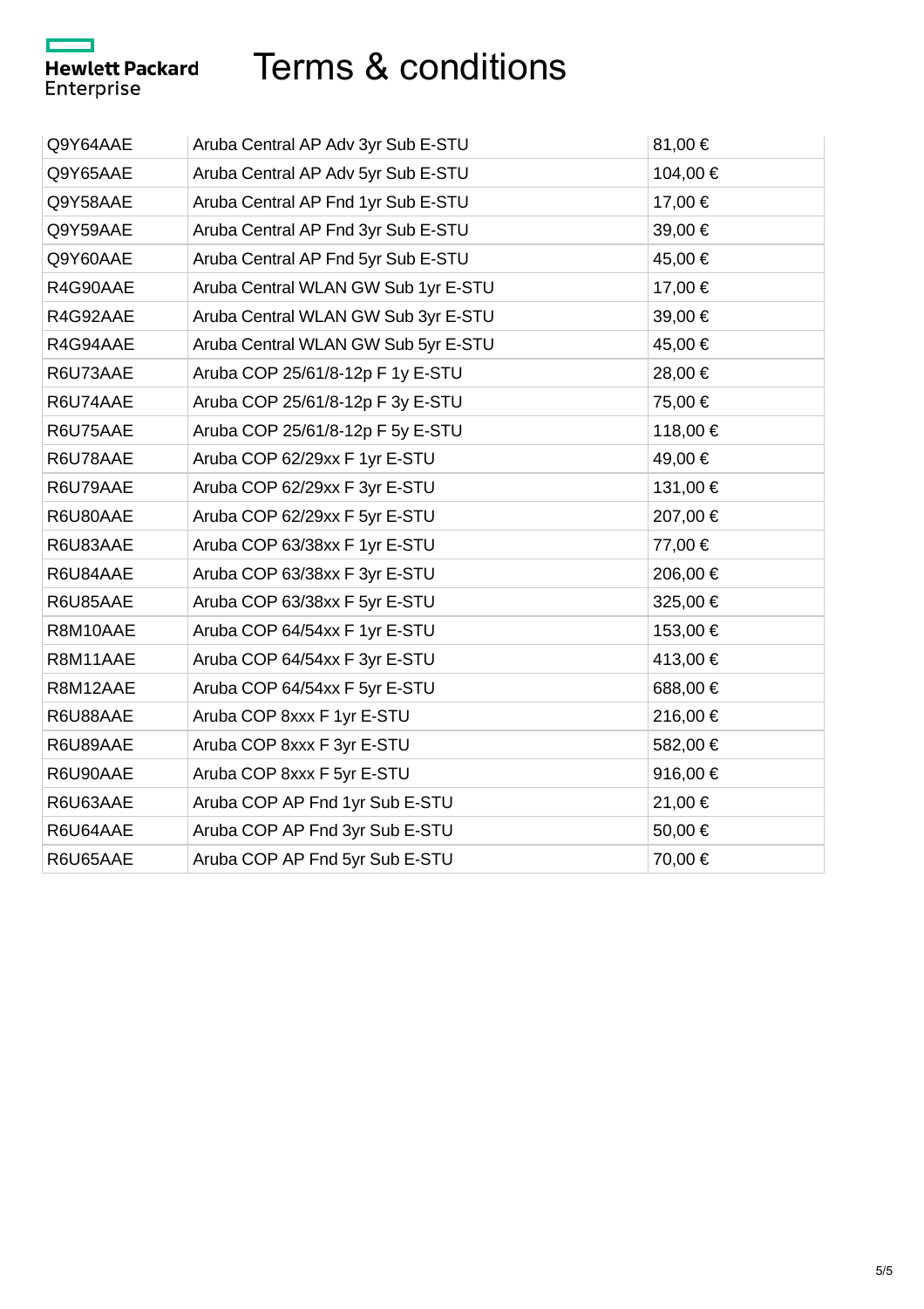# Terms & conditions

| | | |
|---|---|---|
| Q9Y64AAE | Aruba Central AP Adv 3yr Sub E-STU | 81,00 € |
| Q9Y65AAE | Aruba Central AP Adv 5yr Sub E-STU | 104,00 € |
| Q9Y58AAE | Aruba Central AP Fnd 1yr Sub E-STU | 17,00 € |
| Q9Y59AAE | Aruba Central AP Fnd 3yr Sub E-STU | 39,00 € |
| Q9Y60AAE | Aruba Central AP Fnd 5yr Sub E-STU | 45,00 € |
| R4G90AAE | Aruba Central WLAN GW Sub 1yr E-STU | 17,00 € |
| R4G92AAE | Aruba Central WLAN GW Sub 3yr E-STU | 39,00 € |
| R4G94AAE | Aruba Central WLAN GW Sub 5yr E-STU | 45,00 € |
| R6U73AAE | Aruba COP 25/61/8-12p F 1y E-STU | 28,00 € |
| R6U74AAE | Aruba COP 25/61/8-12p F 3y E-STU | 75,00 € |
| R6U75AAE | Aruba COP 25/61/8-12p F 5y E-STU | 118,00 € |
| R6U78AAE | Aruba COP 62/29xx F 1yr E-STU | 49,00 € |
| R6U79AAE | Aruba COP 62/29xx F 3yr E-STU | 131,00 € |
| R6U80AAE | Aruba COP 62/29xx F 5yr E-STU | 207,00 € |
| R6U83AAE | Aruba COP 63/38xx F 1yr E-STU | 77,00 € |
| R6U84AAE | Aruba COP 63/38xx F 3yr E-STU | 206,00 € |
| R6U85AAE | Aruba COP 63/38xx F 5yr E-STU | 325,00 € |
| R8M10AAE | Aruba COP 64/54xx F 1yr E-STU | 153,00 € |
| R8M11AAE | Aruba COP 64/54xx F 3yr E-STU | 413,00 € |
| R8M12AAE | Aruba COP 64/54xx F 5yr E-STU | 688,00 € |
| R6U88AAE | Aruba COP 8xxx F 1yr E-STU | 216,00 € |
| R6U89AAE | Aruba COP 8xxx F 3yr E-STU | 582,00 € |
| R6U90AAE | Aruba COP 8xxx F 5yr E-STU | 916,00 € |
| R6U63AAE | Aruba COP AP Fnd 1yr Sub E-STU | 21,00 € |
| R6U64AAE | Aruba COP AP Fnd 3yr Sub E-STU | 50,00 € |
| R6U65AAE | Aruba COP AP Fnd 5yr Sub E-STU | 70,00 € |